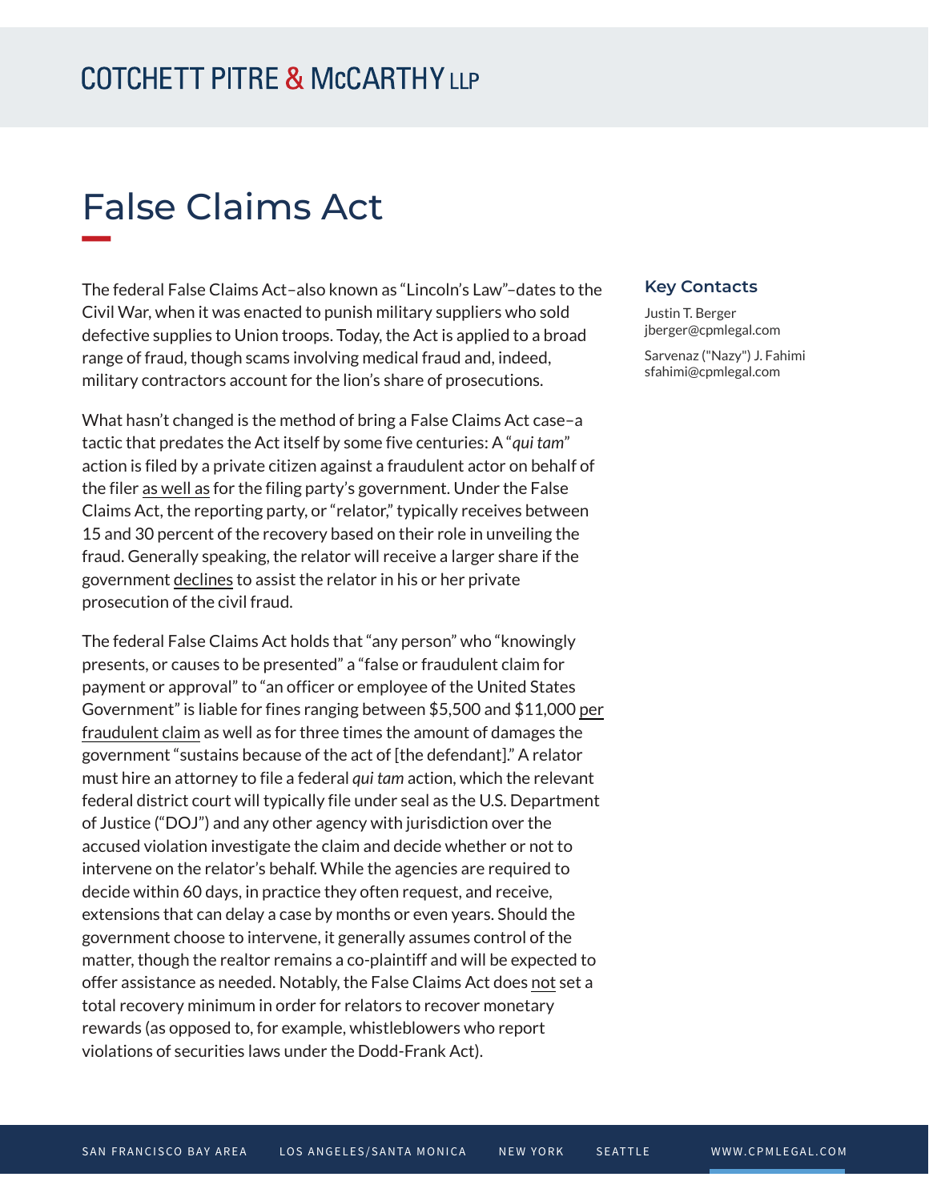# False Clauses Act

COTCHETT PITRE & McCARTHY LLP

# False Claims Act

The federal False Claims Act–also known as "Lincoln's Law"–dates to the Civil War, when it was enacted to punish military suppliers who sold defective supplies to Union troops. Today, the Act is applied to a broad range of fraud, though scams involving medical fraud and, indeed, military contractors account for the lion's share of prosecutions.

What hasn't changed is the method of bring a False Claims Act case–a tactic that predates the Act itself by some five centuries: A "*qui tam*" action is filed by a private citizen against a fraudulent actor on behalf of the filer as well as for the filing party's government. Under the False Claims Act, the reporting party, or "relator," typically receives between 15 and 30 percent of the recovery based on their role in unveiling the fraud. Generally speaking, the relator will receive a larger share if the government declines to assist the relator in his or her private prosecution of the civil fraud.

The federal False Claims Act holds that "any person" who "knowingly presents, or causes to be presented" a "false or fraudulent claim for payment or approval" to "an officer or employee of the United States Government" is liable for fines ranging between $5,500 and $11,000 per fraudulent claim as well as for three times the amount of damages the government "sustains because of the act of [the defendant]." A relator must hire an attorney to file a federal *qui tam* action, which the relevant federal district court will typically file under seal as the U.S. Department of Justice ("DOJ") and any other agency with jurisdiction over the accused violation investigate the claim and decide whether or not to intervene on the relator's behalf. While the agencies are required to decide within 60 days, in practice they often request, and receive, extensions that can delay a case by months or even years. Should the government choose to intervene, it generally assumes control of the matter, though the realtor remains a co-plaintiff and will be expected to offer assistance as needed. Notably, the False Claims Act does not set a total recovery minimum in order for relators to recover monetary rewards (as opposed to, for example, whistleblowers who report violations of securities laws under the Dodd-Frank Act).

### Key Contacts

Justin T. Berger
jberger@cpmlegal.com

Sarvenaz ("Nazy") J. Fahimi
sfahimi@cpmlegal.com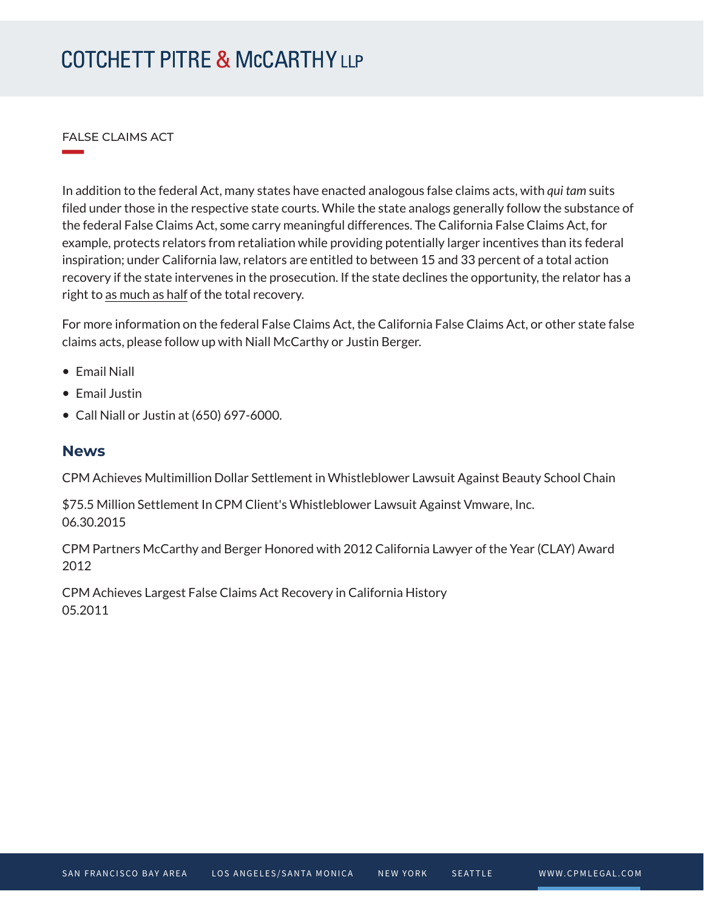FALSE CLAIMS ACT

In addition to the federal Act, many states have enacted analogous false claims acts, with *qui tam* suits filed under those in the respective state courts. While the state analogs generally follow the substance of the federal False Claims Act, some carry meaningful differences. The California False Claims Act, for example, protects relators from retaliation while providing potentially larger incentives than its federal inspiration; under California law, relators are entitled to between 15 and 33 percent of a total action recovery if the state intervenes in the prosecution. If the state declines the opportunity, the relator has a right to as much as half of the total recovery.

For more information on the federal False Claims Act, the California False Claims Act, or other state false claims acts, please follow up with Niall McCarthy or Justin Berger.

- Email Niall
- Email Justin
- Call Niall or Justin at (650) 697-6000.

## News

CPM Achieves Multimillion Dollar Settlement in Whistleblower Lawsuit Against Beauty School Chain

$75.5 Million Settlement In CPM Client's Whistleblower Lawsuit Against Vmware, Inc.
06.30.2015

CPM Partners McCarthy and Berger Honored with 2012 California Lawyer of the Year (CLAY) Award
2012

CPM Achieves Largest False Claims Act Recovery in California History
05.2011